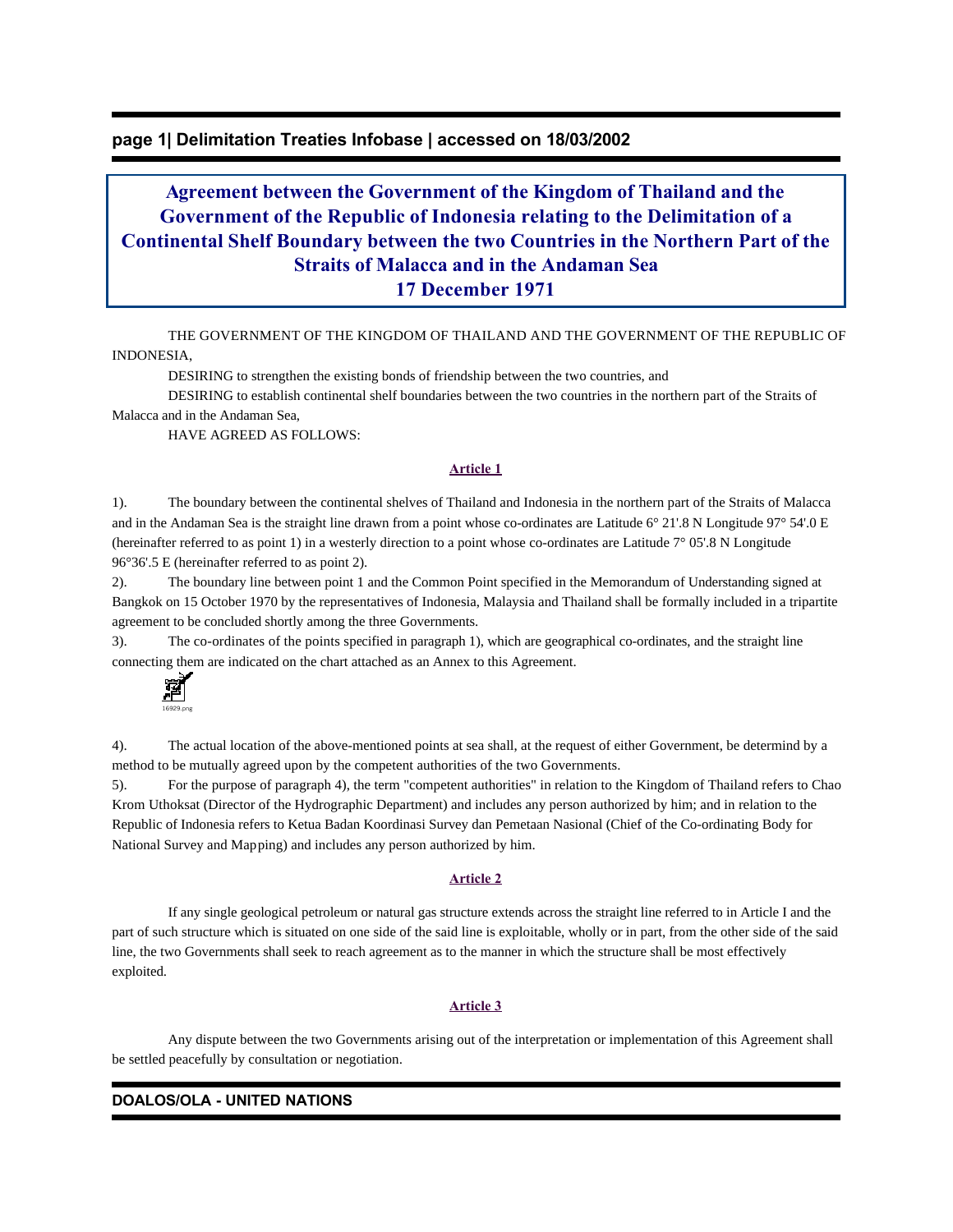# Agreement between the Government of the Kingdom of Thailand and the Government of the Republic of Indonesia relating to the Delimitation of a Continental Shelf Boundary between the two Countries in the Northern Part of the Straits of Malacca and in the Andaman Sea

## 17 December 1971

THE GOVERNMENT OF THE KINGDOM OF THAILAND AND THE GOVERNMENT OF THE REPUBLIC OF INDONESIA,

DESIRING to strengthen the existing bonds of friendship between the two countries, and

DESIRING to establish continental shelf boundaries between the two countries in the northern part of the Straits of Malacca and in the Andaman Sea,

HAVE AGREED AS FOLLOWS:

### Article 1

1). The boundary between the continental shelves of Thailand and Indonesia in the northern part of the Straits of Malacca and in the Andaman Sea is the straight line drawn from a point whose co-ordinates are Latitude 6° 21'.8 N Longitude 97° 54'.0 E (hereinafter referred to as point 1) in a westerly direction to a point whose co-ordinates are Latitude 7° 05'.8 N Longitude 96°36'.5 E (hereinafter referred to as point 2).

2). The boundary line between point 1 and the Common Point specified in the Memorandum of Understanding signed at Bangkok on 15 October 1970 by the representatives of Indonesia, Malaysia and Thailand shall be formally included in a tripartite agreement to be concluded shortly among the three Governments.

3). The co-ordinates of the points specified in paragraph 1), which are geographical co-ordinates, and the straight line connecting them are indicated on the chart attached as an Annex to this Agreement.

16929.png

4). The actual location of the above-mentioned points at sea shall, at the request of either Government, be determind by a method to be mutually agreed upon by the competent authorities of the two Governments.

5). For the purpose of paragraph 4), the term "competent authorities" in relation to the Kingdom of Thailand refers to Chao Krom Uthoksat (Director of the Hydrographic Department) and includes any person authorized by him; and in relation to the Republic of Indonesia refers to Ketua Badan Koordinasi Survey dan Pemetaan Nasional (Chief of the Co-ordinating Body for National Survey and Mapping) and includes any person authorized by him.

### Article 2

If any single geological petroleum or natural gas structure extends across the straight line referred to in Article I and the part of such structure which is situated on one side of the said line is exploitable, wholly or in part, from the other side of the said line, the two Governments shall seek to reach agreement as to the manner in which the structure shall be most effectively exploited.

### Article 3

Any dispute between the two Governments arising out of the interpretation or implementation of this Agreement shall be settled peacefully by consultation or negotiation.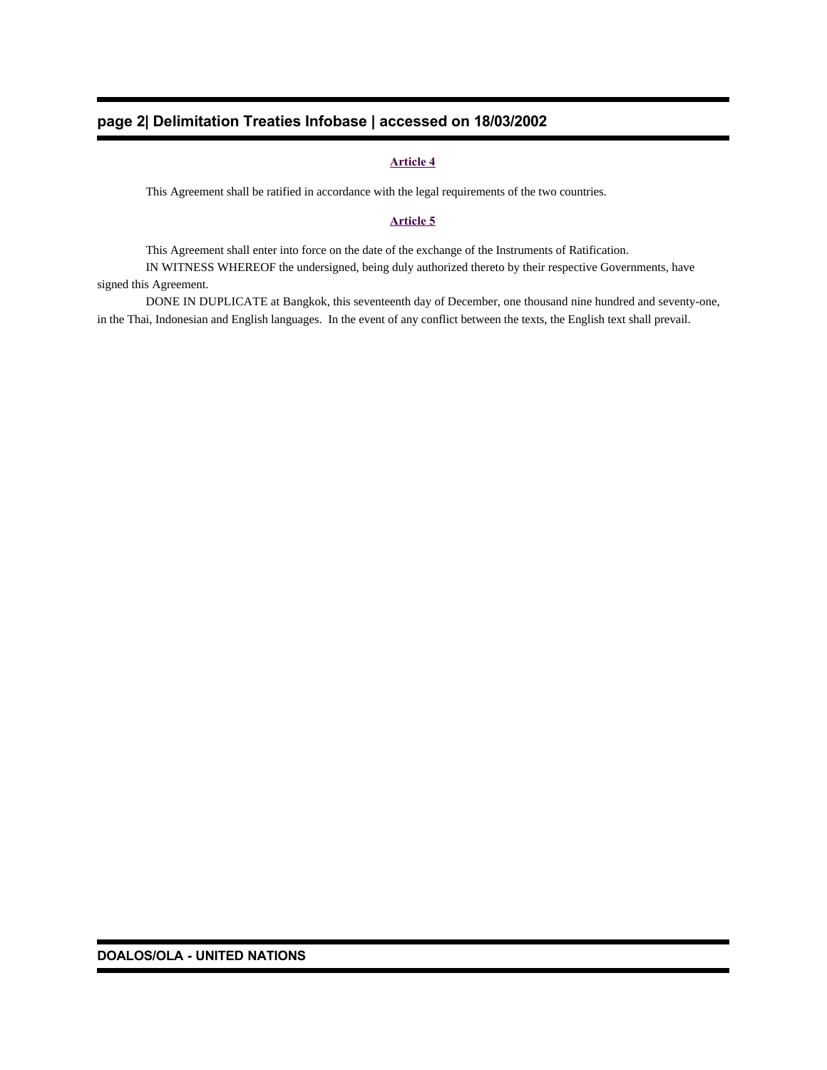### Article 4

This Agreement shall be ratified in accordance with the legal requirements of the two countries.

### Article 5

This Agreement shall enter into force on the date of the exchange of the Instruments of Ratification.

IN WITNESS WHEREOF the undersigned, being duly authorized thereto by their respective Governments, have signed this Agreement.

DONE IN DUPLICATE at Bangkok, this seventeenth day of December, one thousand nine hundred and seventy-one, in the Thai, Indonesian and English languages. In the event of any conflict between the texts, the English text shall prevail.